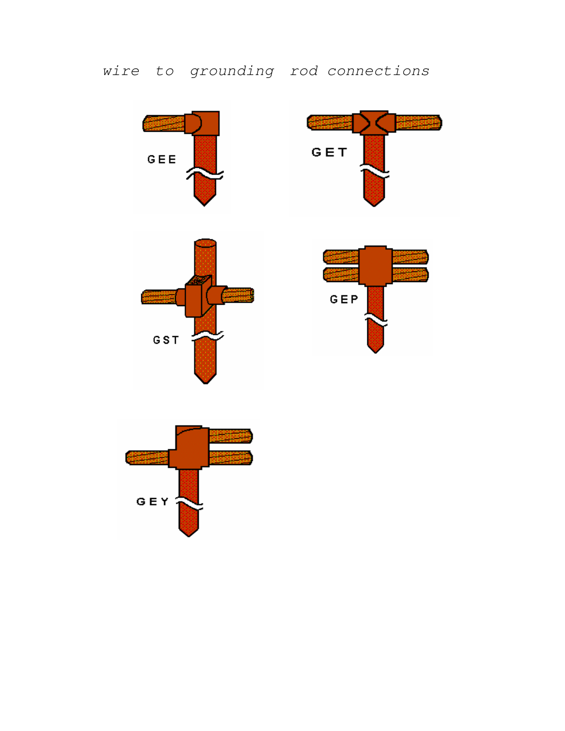*wire to grounding rod connections*

GEE

GET

GST

GEP

GEY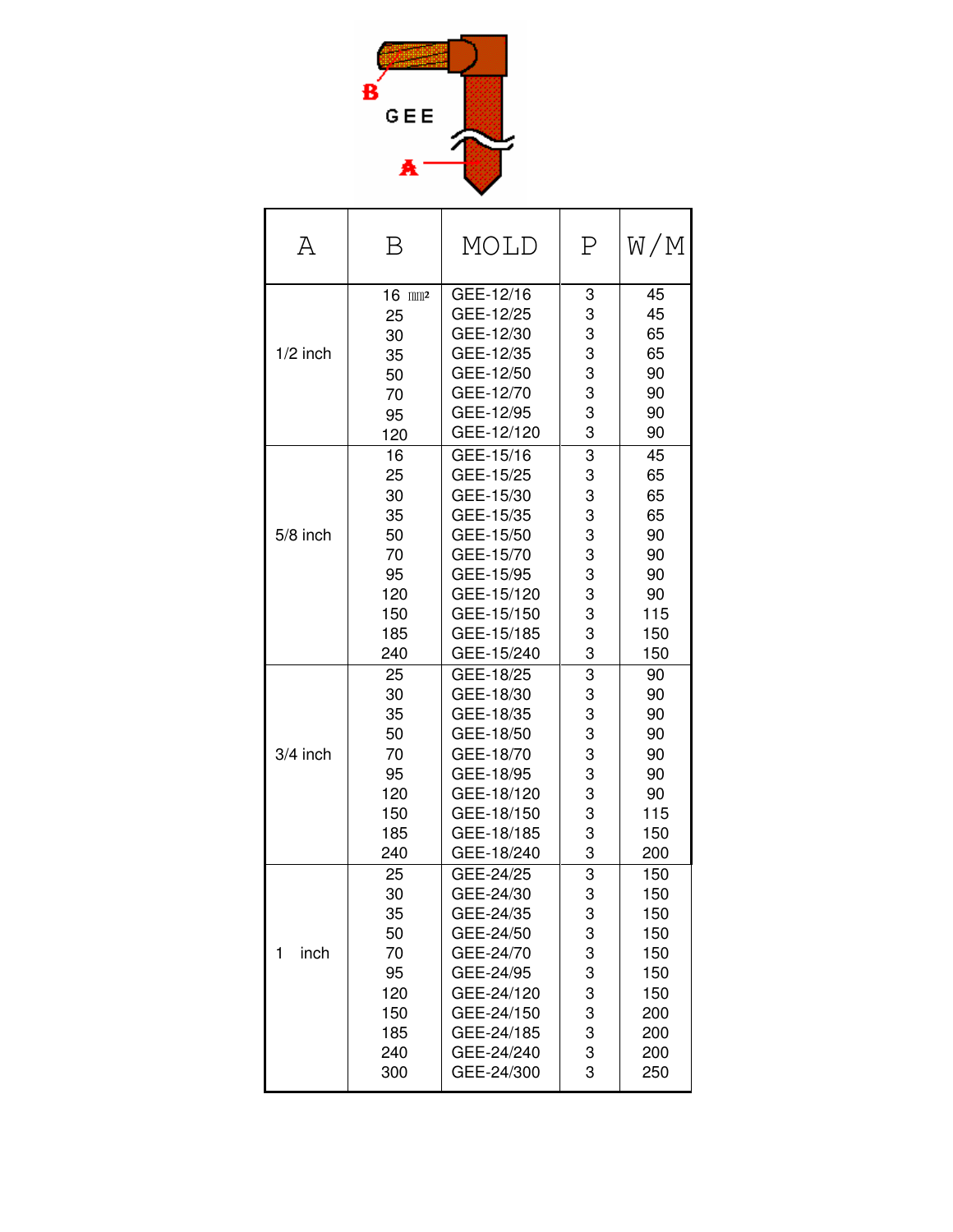GEE

| A | B | MOLD | P | W/M |
|---|---|---|---|---|
| 1/2 inch | 16 ㎟ | GEE-12/16 | 3 | 45 |
| | 25 | GEE-12/25 | 3 | 45 |
| | 30 | GEE-12/30 | 3 | 65 |
| | 35 | GEE-12/35 | 3 | 65 |
| | 50 | GEE-12/50 | 3 | 90 |
| | 70 | GEE-12/70 | 3 | 90 |
| | 95 | GEE-12/95 | 3 | 90 |
| | 120 | GEE-12/120 | 3 | 90 |
| 5/8 inch | 16 | GEE-15/16 | 3 | 45 |
| | 25 | GEE-15/25 | 3 | 65 |
| | 30 | GEE-15/30 | 3 | 65 |
| | 35 | GEE-15/35 | 3 | 65 |
| | 50 | GEE-15/50 | 3 | 90 |
| | 70 | GEE-15/70 | 3 | 90 |
| | 95 | GEE-15/95 | 3 | 90 |
| | 120 | GEE-15/120 | 3 | 90 |
| | 150 | GEE-15/150 | 3 | 115 |
| | 185 | GEE-15/185 | 3 | 150 |
| | 240 | GEE-15/240 | 3 | 150 |
| 3/4 inch | 25 | GEE-18/25 | 3 | 90 |
| | 30 | GEE-18/30 | 3 | 90 |
| | 35 | GEE-18/35 | 3 | 90 |
| | 50 | GEE-18/50 | 3 | 90 |
| | 70 | GEE-18/70 | 3 | 90 |
| | 95 | GEE-18/95 | 3 | 90 |
| | 120 | GEE-18/120 | 3 | 90 |
| | 150 | GEE-18/150 | 3 | 115 |
| | 185 | GEE-18/185 | 3 | 150 |
| | 240 | GEE-18/240 | 3 | 200 |
| 1 inch | 25 | GEE-24/25 | 3 | 150 |
| | 30 | GEE-24/30 | 3 | 150 |
| | 35 | GEE-24/35 | 3 | 150 |
| | 50 | GEE-24/50 | 3 | 150 |
| | 70 | GEE-24/70 | 3 | 150 |
| | 95 | GEE-24/95 | 3 | 150 |
| | 120 | GEE-24/120 | 3 | 150 |
| | 150 | GEE-24/150 | 3 | 200 |
| | 185 | GEE-24/185 | 3 | 200 |
| | 240 | GEE-24/240 | 3 | 200 |
| | 300 | GEE-24/300 | 3 | 250 |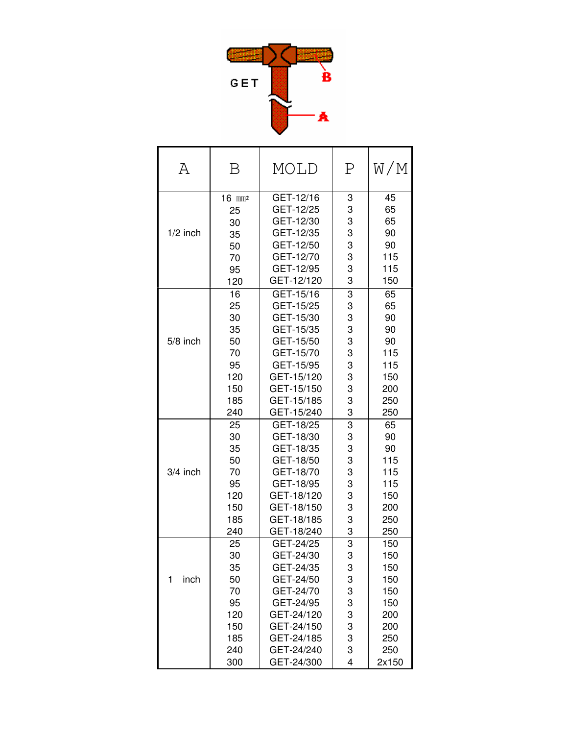GET

B

A

| A | B | MOLD | P | W/M |
|---|---|---|---|---|
| 1/2 inch | 16 ㎟ | GET-12/16 | 3 | 45 |
| | 25 | GET-12/25 | 3 | 65 |
| | 30 | GET-12/30 | 3 | 65 |
| | 35 | GET-12/35 | 3 | 90 |
| | 50 | GET-12/50 | 3 | 90 |
| | 70 | GET-12/70 | 3 | 115 |
| | 95 | GET-12/95 | 3 | 115 |
| | 120 | GET-12/120 | 3 | 150 |
| 5/8 inch | 16 | GET-15/16 | 3 | 65 |
| | 25 | GET-15/25 | 3 | 65 |
| | 30 | GET-15/30 | 3 | 90 |
| | 35 | GET-15/35 | 3 | 90 |
| | 50 | GET-15/50 | 3 | 90 |
| | 70 | GET-15/70 | 3 | 115 |
| | 95 | GET-15/95 | 3 | 115 |
| | 120 | GET-15/120 | 3 | 150 |
| | 150 | GET-15/150 | 3 | 200 |
| | 185 | GET-15/185 | 3 | 250 |
| | 240 | GET-15/240 | 3 | 250 |
| 3/4 inch | 25 | GET-18/25 | 3 | 65 |
| | 30 | GET-18/30 | 3 | 90 |
| | 35 | GET-18/35 | 3 | 90 |
| | 50 | GET-18/50 | 3 | 115 |
| | 70 | GET-18/70 | 3 | 115 |
| | 95 | GET-18/95 | 3 | 115 |
| | 120 | GET-18/120 | 3 | 150 |
| | 150 | GET-18/150 | 3 | 200 |
| | 185 | GET-18/185 | 3 | 250 |
| | 240 | GET-18/240 | 3 | 250 |
| 1 inch | 25 | GET-24/25 | 3 | 150 |
| | 30 | GET-24/30 | 3 | 150 |
| | 35 | GET-24/35 | 3 | 150 |
| | 50 | GET-24/50 | 3 | 150 |
| | 70 | GET-24/70 | 3 | 150 |
| | 95 | GET-24/95 | 3 | 150 |
| | 120 | GET-24/120 | 3 | 200 |
| | 150 | GET-24/150 | 3 | 200 |
| | 185 | GET-24/185 | 3 | 250 |
| | 240 | GET-24/240 | 3 | 250 |
| | 300 | GET-24/300 | 4 | 2x150 |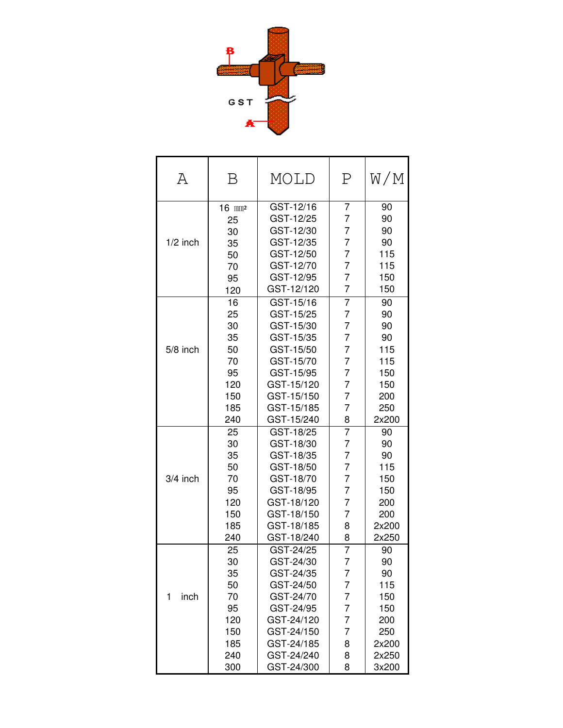B

GST

A

| A | B | MOLD | P | W/M |
|---|---|---|---|---|
| 1/2 inch | 16 ㎟ | GST-12/16 | 7 | 90 |
| | 25 | GST-12/25 | 7 | 90 |
| | 30 | GST-12/30 | 7 | 90 |
| | 35 | GST-12/35 | 7 | 90 |
| | 50 | GST-12/50 | 7 | 115 |
| | 70 | GST-12/70 | 7 | 115 |
| | 95 | GST-12/95 | 7 | 150 |
| | 120 | GST-12/120 | 7 | 150 |
| 5/8 inch | 16 | GST-15/16 | 7 | 90 |
| | 25 | GST-15/25 | 7 | 90 |
| | 30 | GST-15/30 | 7 | 90 |
| | 35 | GST-15/35 | 7 | 90 |
| | 50 | GST-15/50 | 7 | 115 |
| | 70 | GST-15/70 | 7 | 115 |
| | 95 | GST-15/95 | 7 | 150 |
| | 120 | GST-15/120 | 7 | 150 |
| | 150 | GST-15/150 | 7 | 200 |
| | 185 | GST-15/185 | 7 | 250 |
| | 240 | GST-15/240 | 8 | 2x200 |
| 3/4 inch | 25 | GST-18/25 | 7 | 90 |
| | 30 | GST-18/30 | 7 | 90 |
| | 35 | GST-18/35 | 7 | 90 |
| | 50 | GST-18/50 | 7 | 115 |
| | 70 | GST-18/70 | 7 | 150 |
| | 95 | GST-18/95 | 7 | 150 |
| | 120 | GST-18/120 | 7 | 200 |
| | 150 | GST-18/150 | 7 | 200 |
| | 185 | GST-18/185 | 8 | 2x200 |
| | 240 | GST-18/240 | 8 | 2x250 |
| 1 inch | 25 | GST-24/25 | 7 | 90 |
| | 30 | GST-24/30 | 7 | 90 |
| | 35 | GST-24/35 | 7 | 90 |
| | 50 | GST-24/50 | 7 | 115 |
| | 70 | GST-24/70 | 7 | 150 |
| | 95 | GST-24/95 | 7 | 150 |
| | 120 | GST-24/120 | 7 | 200 |
| | 150 | GST-24/150 | 7 | 250 |
| | 185 | GST-24/185 | 8 | 2x200 |
| | 240 | GST-24/240 | 8 | 2x250 |
| | 300 | GST-24/300 | 8 | 3x200 |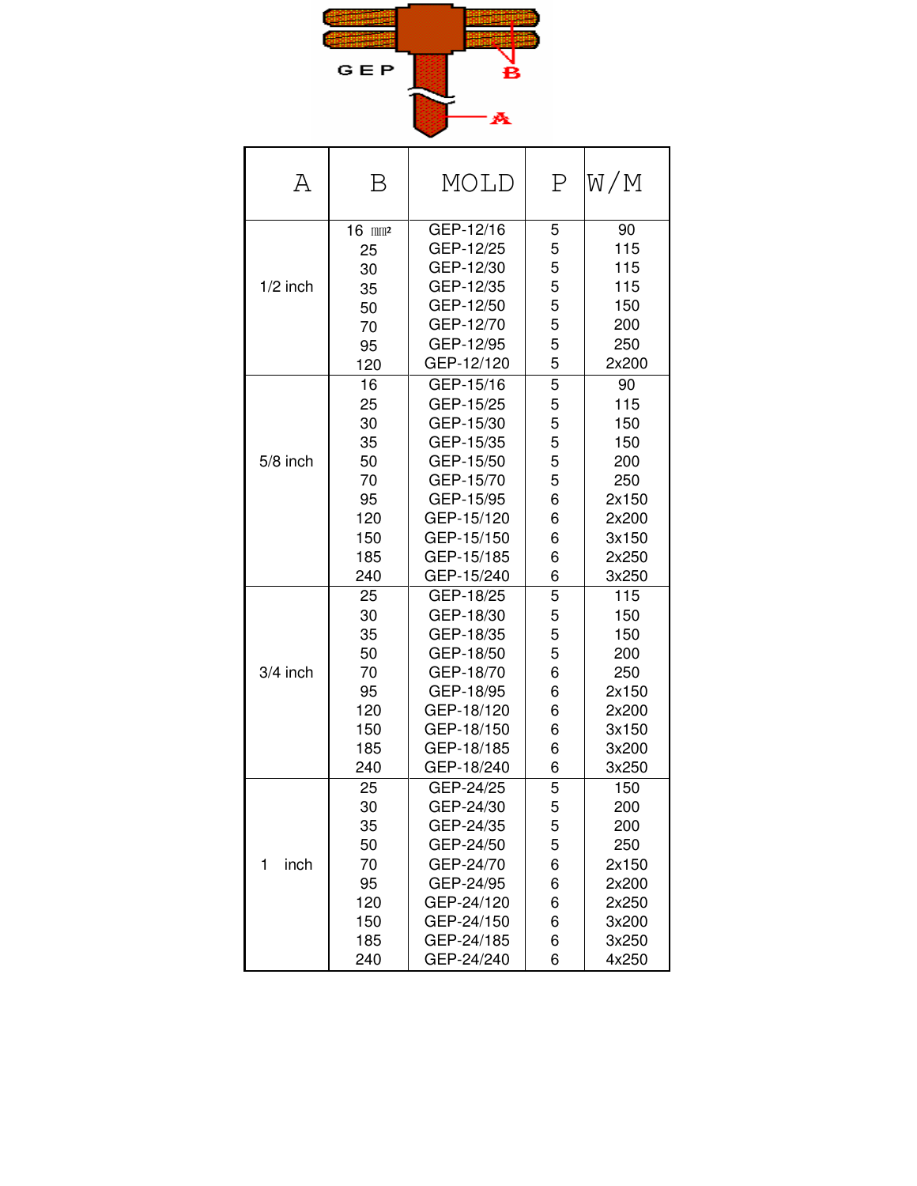GEP

B

A

| A | B | MOLD | P | W/M |
|---|---|---|---|---|
| 1/2 inch | 16 ㎟ | GEP-12/16 | 5 | 90 |
| | 25 | GEP-12/25 | 5 | 115 |
| | 30 | GEP-12/30 | 5 | 115 |
| | 35 | GEP-12/35 | 5 | 115 |
| | 50 | GEP-12/50 | 5 | 150 |
| | 70 | GEP-12/70 | 5 | 200 |
| | 95 | GEP-12/95 | 5 | 250 |
| | 120 | GEP-12/120 | 5 | 2x200 |
| 5/8 inch | 16 | GEP-15/16 | 5 | 90 |
| | 25 | GEP-15/25 | 5 | 115 |
| | 30 | GEP-15/30 | 5 | 150 |
| | 35 | GEP-15/35 | 5 | 150 |
| | 50 | GEP-15/50 | 5 | 200 |
| | 70 | GEP-15/70 | 5 | 250 |
| | 95 | GEP-15/95 | 6 | 2x150 |
| | 120 | GEP-15/120 | 6 | 2x200 |
| | 150 | GEP-15/150 | 6 | 3x150 |
| | 185 | GEP-15/185 | 6 | 2x250 |
| | 240 | GEP-15/240 | 6 | 3x250 |
| 3/4 inch | 25 | GEP-18/25 | 5 | 115 |
| | 30 | GEP-18/30 | 5 | 150 |
| | 35 | GEP-18/35 | 5 | 150 |
| | 50 | GEP-18/50 | 5 | 200 |
| | 70 | GEP-18/70 | 6 | 250 |
| | 95 | GEP-18/95 | 6 | 2x150 |
| | 120 | GEP-18/120 | 6 | 2x200 |
| | 150 | GEP-18/150 | 6 | 3x150 |
| | 185 | GEP-18/185 | 6 | 3x200 |
| | 240 | GEP-18/240 | 6 | 3x250 |
| 1 inch | 25 | GEP-24/25 | 5 | 150 |
| | 30 | GEP-24/30 | 5 | 200 |
| | 35 | GEP-24/35 | 5 | 200 |
| | 50 | GEP-24/50 | 5 | 250 |
| | 70 | GEP-24/70 | 6 | 2x150 |
| | 95 | GEP-24/95 | 6 | 2x200 |
| | 120 | GEP-24/120 | 6 | 2x250 |
| | 150 | GEP-24/150 | 6 | 3x200 |
| | 185 | GEP-24/185 | 6 | 3x250 |
| | 240 | GEP-24/240 | 6 | 4x250 |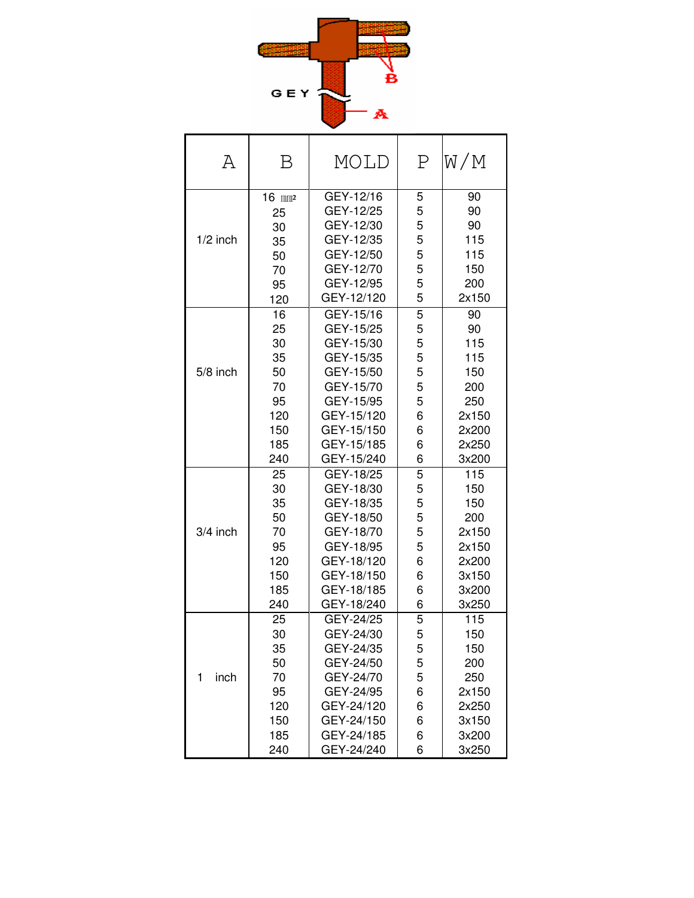GEY

B

A

| A | B | MOLD | P | W/M |
|---|---|---|---|---|
| 1/2 inch | 16 ㎟ | GEY-12/16 | 5 | 90 |
| | 25 | GEY-12/25 | 5 | 90 |
| | 30 | GEY-12/30 | 5 | 90 |
| | 35 | GEY-12/35 | 5 | 115 |
| | 50 | GEY-12/50 | 5 | 115 |
| | 70 | GEY-12/70 | 5 | 150 |
| | 95 | GEY-12/95 | 5 | 200 |
| | 120 | GEY-12/120 | 5 | 2x150 |
| 5/8 inch | 16 | GEY-15/16 | 5 | 90 |
| | 25 | GEY-15/25 | 5 | 90 |
| | 30 | GEY-15/30 | 5 | 115 |
| | 35 | GEY-15/35 | 5 | 115 |
| | 50 | GEY-15/50 | 5 | 150 |
| | 70 | GEY-15/70 | 5 | 200 |
| | 95 | GEY-15/95 | 5 | 250 |
| | 120 | GEY-15/120 | 6 | 2x150 |
| | 150 | GEY-15/150 | 6 | 2x200 |
| | 185 | GEY-15/185 | 6 | 2x250 |
| | 240 | GEY-15/240 | 6 | 3x200 |
| 3/4 inch | 25 | GEY-18/25 | 5 | 115 |
| | 30 | GEY-18/30 | 5 | 150 |
| | 35 | GEY-18/35 | 5 | 150 |
| | 50 | GEY-18/50 | 5 | 200 |
| | 70 | GEY-18/70 | 5 | 2x150 |
| | 95 | GEY-18/95 | 5 | 2x150 |
| | 120 | GEY-18/120 | 6 | 2x200 |
| | 150 | GEY-18/150 | 6 | 3x150 |
| | 185 | GEY-18/185 | 6 | 3x200 |
| | 240 | GEY-18/240 | 6 | 3x250 |
| 1 inch | 25 | GEY-24/25 | 5 | 115 |
| | 30 | GEY-24/30 | 5 | 150 |
| | 35 | GEY-24/35 | 5 | 150 |
| | 50 | GEY-24/50 | 5 | 200 |
| | 70 | GEY-24/70 | 5 | 250 |
| | 95 | GEY-24/95 | 6 | 2x150 |
| | 120 | GEY-24/120 | 6 | 2x250 |
| | 150 | GEY-24/150 | 6 | 3x150 |
| | 185 | GEY-24/185 | 6 | 3x200 |
| | 240 | GEY-24/240 | 6 | 3x250 |